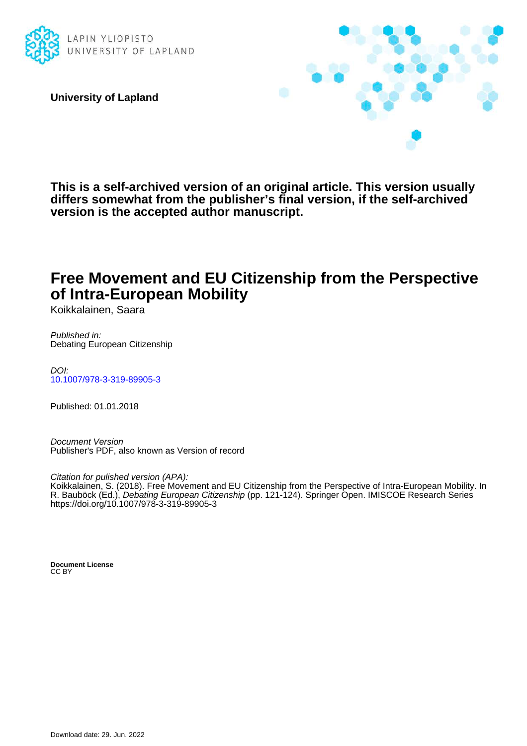LAPIN YLIOPISTO
UNIVERSITY OF LAPLAND

**University of Lapland**

**This is a self-archived version of an original article. This version usually differs somewhat from the publisher's final version, if the self-archived version is the accepted author manuscript.**

# Free Movement and EU Citizenship from the Perspective of Intra-European Mobility

Koikkalainen, Saara

*Published in:*
Debating European Citizenship

*DOI:*
10.1007/978-3-319-89905-3

Published: 01.01.2018

*Document Version*
Publisher's PDF, also known as Version of record

*Citation for pulished version (APA):*
Koikkalainen, S. (2018). Free Movement and EU Citizenship from the Perspective of Intra-European Mobility. In R. Bauböck (Ed.), *Debating European Citizenship* (pp. 121-124). Springer Open. IMISCOE Research Series https://doi.org/10.1007/978-3-319-89905-3

**Document License**
CC BY

Download date: 29. Jun. 2022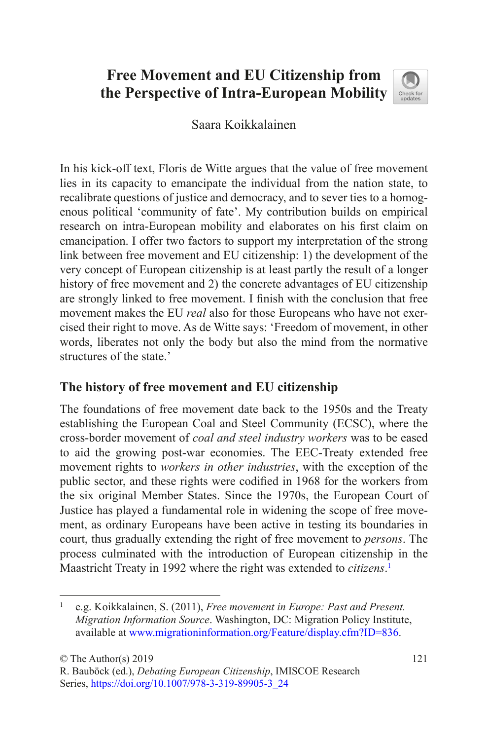# Free Movement and EU Citizenship from the Perspective of Intra-European Mobility

Saara Koikkalainen

In his kick-off text, Floris de Witte argues that the value of free movement lies in its capacity to emancipate the individual from the nation state, to recalibrate questions of justice and democracy, and to sever ties to a homogenous political 'community of fate'. My contribution builds on empirical research on intra-European mobility and elaborates on his first claim on emancipation. I offer two factors to support my interpretation of the strong link between free movement and EU citizenship: 1) the development of the very concept of European citizenship is at least partly the result of a longer history of free movement and 2) the concrete advantages of EU citizenship are strongly linked to free movement. I finish with the conclusion that free movement makes the EU *real* also for those Europeans who have not exercised their right to move. As de Witte says: 'Freedom of movement, in other words, liberates not only the body but also the mind from the normative structures of the state.'

## The history of free movement and EU citizenship

The foundations of free movement date back to the 1950s and the Treaty establishing the European Coal and Steel Community (ECSC), where the cross-border movement of *coal and steel industry workers* was to be eased to aid the growing post-war economies. The EEC-Treaty extended free movement rights to *workers in other industries*, with the exception of the public sector, and these rights were codified in 1968 for the workers from the six original Member States. Since the 1970s, the European Court of Justice has played a fundamental role in widening the scope of free movement, as ordinary Europeans have been active in testing its boundaries in court, thus gradually extending the right of free movement to *persons*. The process culminated with the introduction of European citizenship in the Maastricht Treaty in 1992 where the right was extended to *citizens*.[1]

---

[1] e.g. Koikkalainen, S. (2011), *Free movement in Europe: Past and Present. Migration Information Source*. Washington, DC: Migration Policy Institute, available at www.migrationinformation.org/Feature/display.cfm?ID=836.

© The Author(s) 2019
R. Bauböck (ed.), *Debating European Citizenship*, IMISCOE Research Series, https://doi.org/10.1007/978-3-319-89905-3_24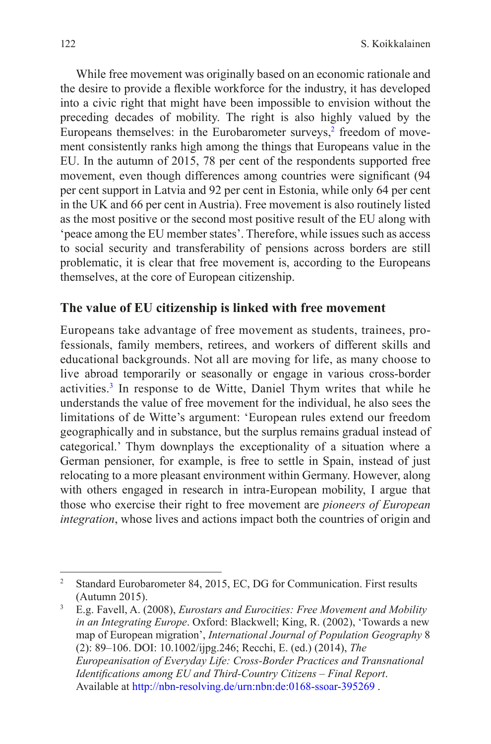While free movement was originally based on an economic rationale and the desire to provide a flexible workforce for the industry, it has developed into a civic right that might have been impossible to envision without the preceding decades of mobility. The right is also highly valued by the Europeans themselves: in the Eurobarometer surveys,[2] freedom of movement consistently ranks high among the things that Europeans value in the EU. In the autumn of 2015, 78 per cent of the respondents supported free movement, even though differences among countries were significant (94 per cent support in Latvia and 92 per cent in Estonia, while only 64 per cent in the UK and 66 per cent in Austria). Free movement is also routinely listed as the most positive or the second most positive result of the EU along with 'peace among the EU member states'. Therefore, while issues such as access to social security and transferability of pensions across borders are still problematic, it is clear that free movement is, according to the Europeans themselves, at the core of European citizenship.

## The value of EU citizenship is linked with free movement

Europeans take advantage of free movement as students, trainees, professionals, family members, retirees, and workers of different skills and educational backgrounds. Not all are moving for life, as many choose to live abroad temporarily or seasonally or engage in various cross-border activities.[3] In response to de Witte, Daniel Thym writes that while he understands the value of free movement for the individual, he also sees the limitations of de Witte's argument: 'European rules extend our freedom geographically and in substance, but the surplus remains gradual instead of categorical.' Thym downplays the exceptionality of a situation where a German pensioner, for example, is free to settle in Spain, instead of just relocating to a more pleasant environment within Germany. However, along with others engaged in research in intra-European mobility, I argue that those who exercise their right to free movement are *pioneers of European integration*, whose lives and actions impact both the countries of origin and

---

[2] Standard Eurobarometer 84, 2015, EC, DG for Communication. First results (Autumn 2015).

[3] E.g. Favell, A. (2008), *Eurostars and Eurocities: Free Movement and Mobility in an Integrating Europe*. Oxford: Blackwell; King, R. (2002), 'Towards a new map of European migration', *International Journal of Population Geography* 8 (2): 89–106. DOI: 10.1002/ijpg.246; Recchi, E. (ed.) (2014), *The Europeanisation of Everyday Life: Cross-Border Practices and Transnational Identifications among EU and Third-Country Citizens – Final Report*. Available at http://nbn-resolving.de/urn:nbn:de:0168-ssoar-395269 .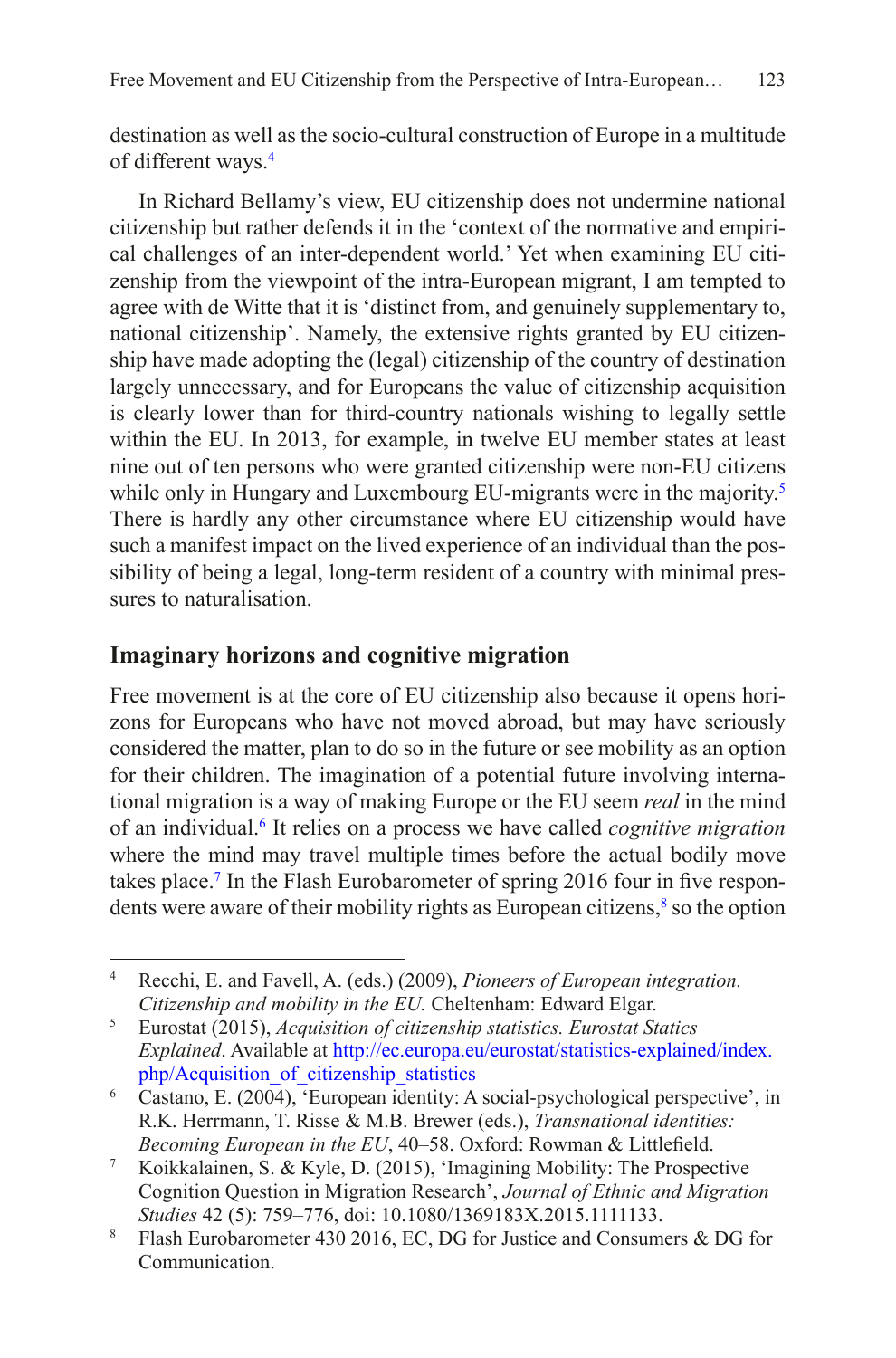destination as well as the socio-cultural construction of Europe in a multitude of different ways.[4]

In Richard Bellamy's view, EU citizenship does not undermine national citizenship but rather defends it in the 'context of the normative and empirical challenges of an inter-dependent world.' Yet when examining EU citizenship from the viewpoint of the intra-European migrant, I am tempted to agree with de Witte that it is 'distinct from, and genuinely supplementary to, national citizenship'. Namely, the extensive rights granted by EU citizenship have made adopting the (legal) citizenship of the country of destination largely unnecessary, and for Europeans the value of citizenship acquisition is clearly lower than for third-country nationals wishing to legally settle within the EU. In 2013, for example, in twelve EU member states at least nine out of ten persons who were granted citizenship were non-EU citizens while only in Hungary and Luxembourg EU-migrants were in the majority.[5] There is hardly any other circumstance where EU citizenship would have such a manifest impact on the lived experience of an individual than the possibility of being a legal, long-term resident of a country with minimal pressures to naturalisation.

## Imaginary horizons and cognitive migration

Free movement is at the core of EU citizenship also because it opens horizons for Europeans who have not moved abroad, but may have seriously considered the matter, plan to do so in the future or see mobility as an option for their children. The imagination of a potential future involving international migration is a way of making Europe or the EU seem *real* in the mind of an individual.[6] It relies on a process we have called *cognitive migration* where the mind may travel multiple times before the actual bodily move takes place.[7] In the Flash Eurobarometer of spring 2016 four in five respondents were aware of their mobility rights as European citizens,[8] so the option

---

[4] Recchi, E. and Favell, A. (eds.) (2009), *Pioneers of European integration. Citizenship and mobility in the EU.* Cheltenham: Edward Elgar.

[5] Eurostat (2015), *Acquisition of citizenship statistics. Eurostat Statics Explained*. Available at http://ec.europa.eu/eurostat/statistics-explained/index.php/Acquisition_of_citizenship_statistics

[6] Castano, E. (2004), 'European identity: A social-psychological perspective', in R.K. Herrmann, T. Risse & M.B. Brewer (eds.), *Transnational identities: Becoming European in the EU*, 40–58. Oxford: Rowman & Littlefield.

[7] Koikkalainen, S. & Kyle, D. (2015), 'Imagining Mobility: The Prospective Cognition Question in Migration Research', *Journal of Ethnic and Migration Studies* 42 (5): 759–776, doi: 10.1080/1369183X.2015.1111133.

[8] Flash Eurobarometer 430 2016, EC, DG for Justice and Consumers & DG for Communication.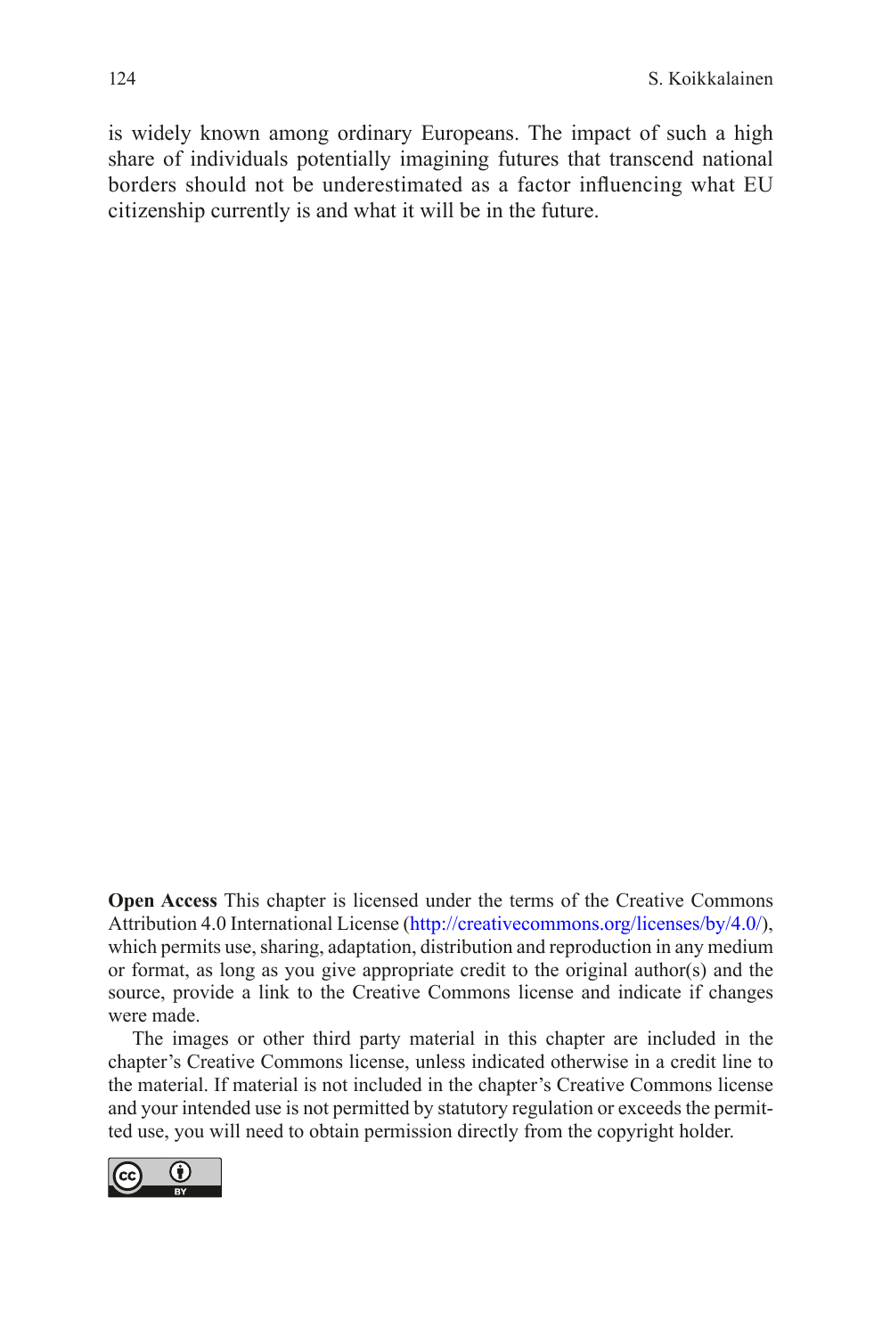is widely known among ordinary Europeans. The impact of such a high share of individuals potentially imagining futures that transcend national borders should not be underestimated as a factor influencing what EU citizenship currently is and what it will be in the future.

**Open Access** This chapter is licensed under the terms of the Creative Commons Attribution 4.0 International License (http://creativecommons.org/licenses/by/4.0/), which permits use, sharing, adaptation, distribution and reproduction in any medium or format, as long as you give appropriate credit to the original author(s) and the source, provide a link to the Creative Commons license and indicate if changes were made.

The images or other third party material in this chapter are included in the chapter's Creative Commons license, unless indicated otherwise in a credit line to the material. If material is not included in the chapter's Creative Commons license and your intended use is not permitted by statutory regulation or exceeds the permitted use, you will need to obtain permission directly from the copyright holder.